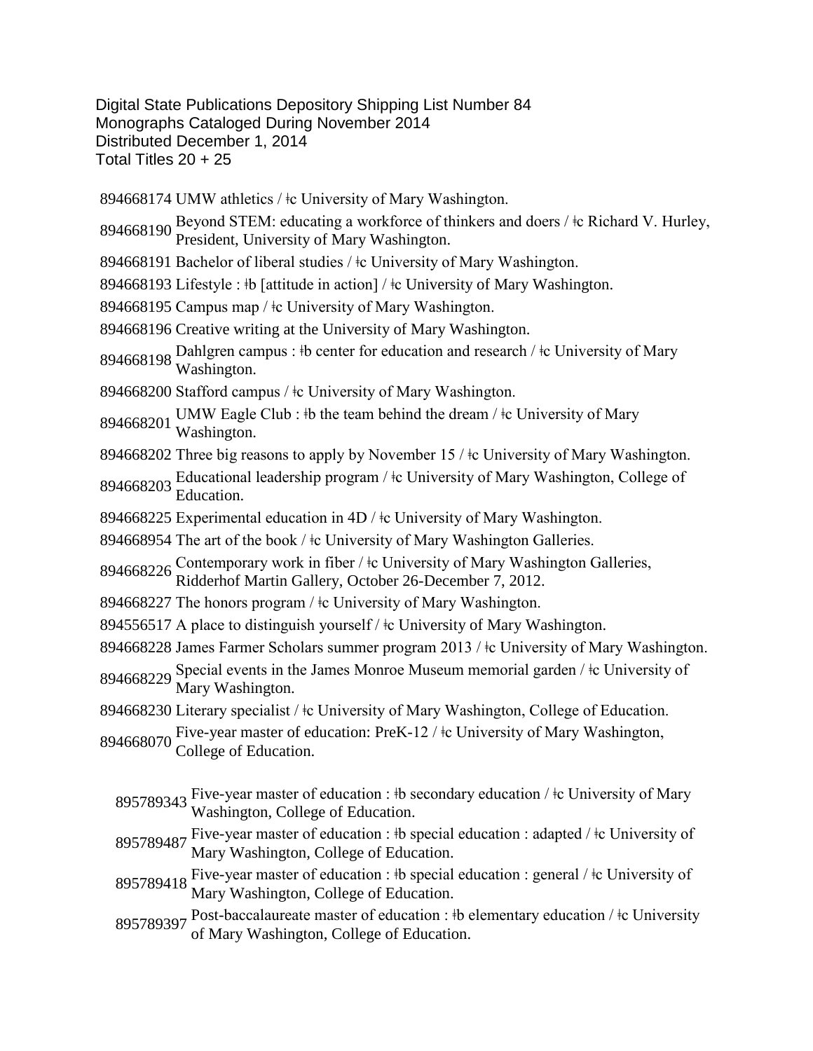Digital State Publications Depository Shipping List Number 84
Monographs Cataloged During November 2014
Distributed December 1, 2014
Total Titles 20 + 25

894668174 UMW athletics / ǂc University of Mary Washington.

894668190 Beyond STEM: educating a workforce of thinkers and doers / ǂc Richard V. Hurley, President, University of Mary Washington.

894668191 Bachelor of liberal studies / ǂc University of Mary Washington.

894668193 Lifestyle : ǂb [attitude in action] / ǂc University of Mary Washington.

894668195 Campus map / ǂc University of Mary Washington.

894668196 Creative writing at the University of Mary Washington.

894668198 Dahlgren campus : ǂb center for education and research / ǂc University of Mary Washington.

894668200 Stafford campus / ǂc University of Mary Washington.

894668201 UMW Eagle Club : ǂb the team behind the dream / ǂc University of Mary Washington.

894668202 Three big reasons to apply by November 15 / ǂc University of Mary Washington.

894668203 Educational leadership program / ǂc University of Mary Washington, College of Education.

894668225 Experimental education in 4D / ǂc University of Mary Washington.

894668954 The art of the book / ǂc University of Mary Washington Galleries.

894668226 Contemporary work in fiber / ǂc University of Mary Washington Galleries, Ridderhof Martin Gallery, October 26-December 7, 2012.

894668227 The honors program / ǂc University of Mary Washington.

894556517 A place to distinguish yourself / ǂc University of Mary Washington.

894668228 James Farmer Scholars summer program 2013 / ǂc University of Mary Washington.

894668229 Special events in the James Monroe Museum memorial garden / ǂc University of Mary Washington.

894668230 Literary specialist / ǂc University of Mary Washington, College of Education.

894668070 Five-year master of education: PreK-12 / ǂc University of Mary Washington, College of Education.

895789343 Five-year master of education : ǂb secondary education / ǂc University of Mary Washington, College of Education.

895789487 Five-year master of education : ǂb special education : adapted / ǂc University of Mary Washington, College of Education.

895789418 Five-year master of education : ǂb special education : general / ǂc University of Mary Washington, College of Education.

895789397 Post-baccalaureate master of education : ǂb elementary education / ǂc University of Mary Washington, College of Education.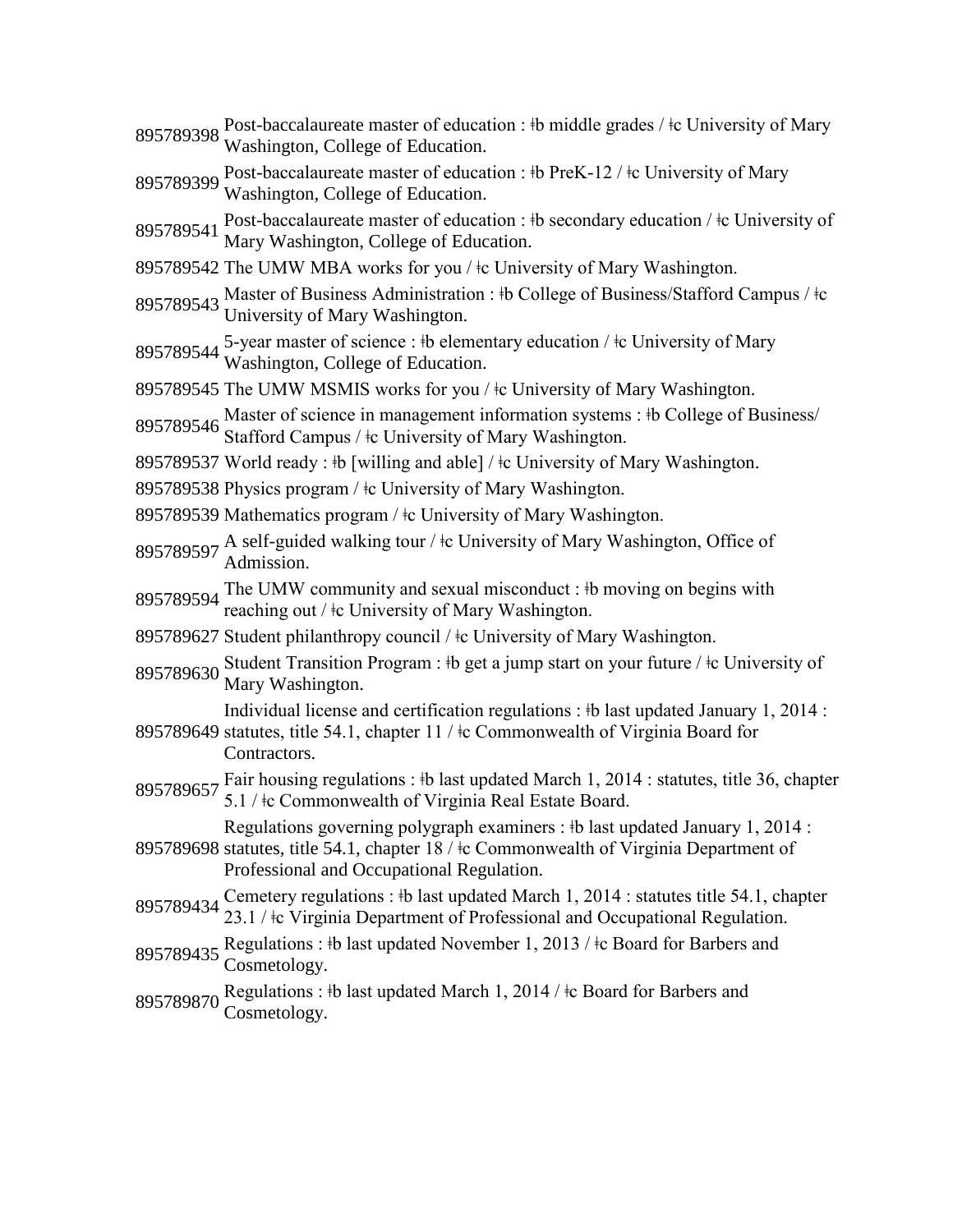| | |
|---|---|
| 895789398 | Post-baccalaureate master of education : ǂb middle grades / ǂc University of Mary Washington, College of Education. |
| 895789399 | Post-baccalaureate master of education : ǂb PreK-12 / ǂc University of Mary Washington, College of Education. |
| 895789541 | Post-baccalaureate master of education : ǂb secondary education / ǂc University of Mary Washington, College of Education. |
| 895789542 | The UMW MBA works for you / ǂc University of Mary Washington. |
| 895789543 | Master of Business Administration : ǂb College of Business/Stafford Campus / ǂc University of Mary Washington. |
| 895789544 | 5-year master of science : ǂb elementary education / ǂc University of Mary Washington, College of Education. |
| 895789545 | The UMW MSMIS works for you / ǂc University of Mary Washington. |
| 895789546 | Master of science in management information systems : ǂb College of Business/ Stafford Campus / ǂc University of Mary Washington. |
| 895789537 | World ready : ǂb [willing and able] / ǂc University of Mary Washington. |
| 895789538 | Physics program / ǂc University of Mary Washington. |
| 895789539 | Mathematics program / ǂc University of Mary Washington. |
| 895789597 | A self-guided walking tour / ǂc University of Mary Washington, Office of Admission. |
| 895789594 | The UMW community and sexual misconduct : ǂb moving on begins with reaching out / ǂc University of Mary Washington. |
| 895789627 | Student philanthropy council / ǂc University of Mary Washington. |
| 895789630 | Student Transition Program : ǂb get a jump start on your future / ǂc University of Mary Washington. |
| 895789649 | Individual license and certification regulations : ǂb last updated January 1, 2014 : statutes, title 54.1, chapter 11 / ǂc Commonwealth of Virginia Board for Contractors. |
| 895789657 | Fair housing regulations : ǂb last updated March 1, 2014 : statutes, title 36, chapter 5.1 / ǂc Commonwealth of Virginia Real Estate Board. |
| 895789698 | Regulations governing polygraph examiners : ǂb last updated January 1, 2014 : statutes, title 54.1, chapter 18 / ǂc Commonwealth of Virginia Department of Professional and Occupational Regulation. |
| 895789434 | Cemetery regulations : ǂb last updated March 1, 2014 : statutes title 54.1, chapter 23.1 / ǂc Virginia Department of Professional and Occupational Regulation. |
| 895789435 | Regulations : ǂb last updated November 1, 2013 / ǂc Board for Barbers and Cosmetology. |
| 895789870 | Regulations : ǂb last updated March 1, 2014 / ǂc Board for Barbers and Cosmetology. |